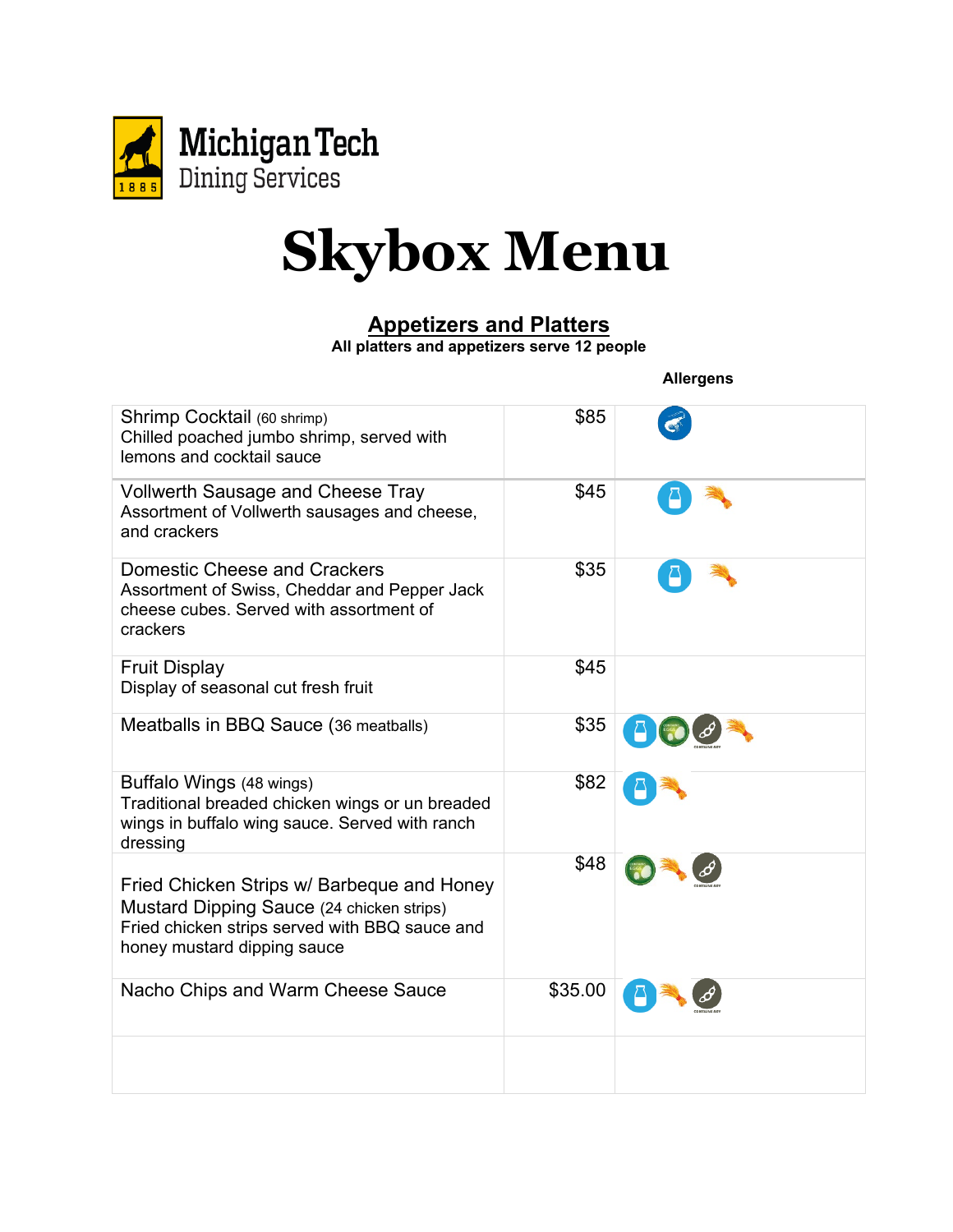Michigan Tech
Dining Services

# Skybox Menu

## Appetizers and Platters

**All platters and appetizers serve 12 people**

| | | **Allergens** |
|---|---|---|
| Shrimp Cocktail (60 shrimp)<br>Chilled poached jumbo shrimp, served with lemons and cocktail sauce | $85 | |
| Vollwerth Sausage and Cheese Tray<br>Assortment of Vollwerth sausages and cheese, and crackers | $45 | |
| Domestic Cheese and Crackers<br>Assortment of Swiss, Cheddar and Pepper Jack cheese cubes. Served with assortment of crackers | $35 | |
| Fruit Display<br>Display of seasonal cut fresh fruit | $45 | |
| Meatballs in BBQ Sauce (36 meatballs) | $35 | |
| Buffalo Wings (48 wings)<br>Traditional breaded chicken wings or un breaded wings in buffalo wing sauce. Served with ranch dressing | $82 | |
| Fried Chicken Strips w/ Barbeque and Honey Mustard Dipping Sauce (24 chicken strips)<br>Fried chicken strips served with BBQ sauce and honey mustard dipping sauce | $48 | |
| Nacho Chips and Warm Cheese Sauce | $35.00 | |
| | | |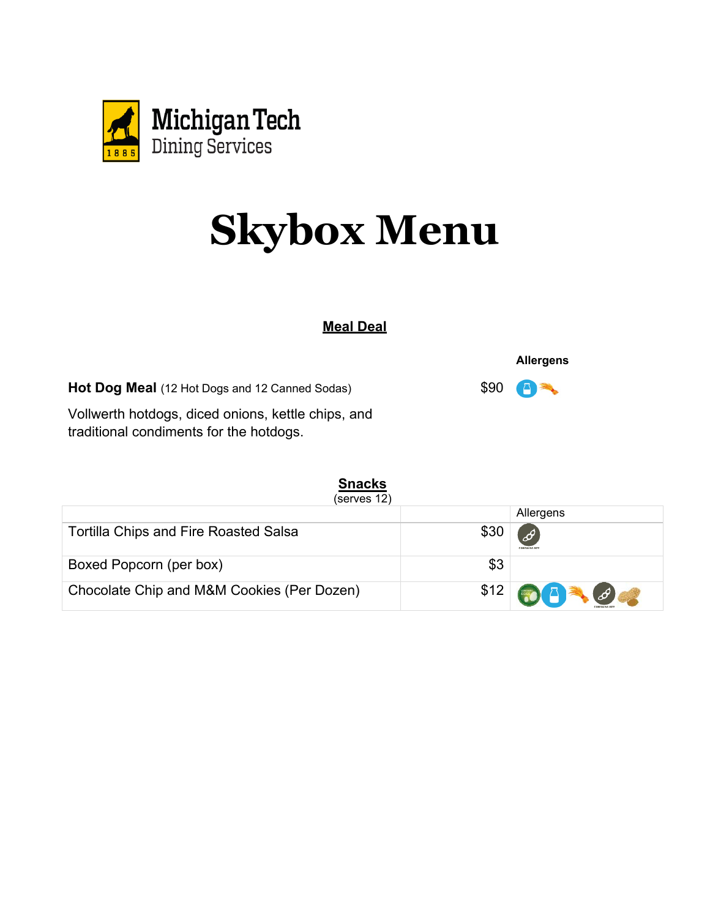Michigan Tech
Dining Services

# Skybox Menu

## Meal Deal

| | | Allergens |
|---|---|---|
| **Hot Dog Meal** (12 Hot Dogs and 12 Canned Sodas) | $90 | |

Vollwerth hotdogs, diced onions, kettle chips, and traditional condiments for the hotdogs.

## Snacks

(serves 12)

| | | Allergens |
|---|---|---|
| Tortilla Chips and Fire Roasted Salsa | $30 | |
| Boxed Popcorn (per box) | $3 | |
| Chocolate Chip and M&M Cookies (Per Dozen) | $12 | |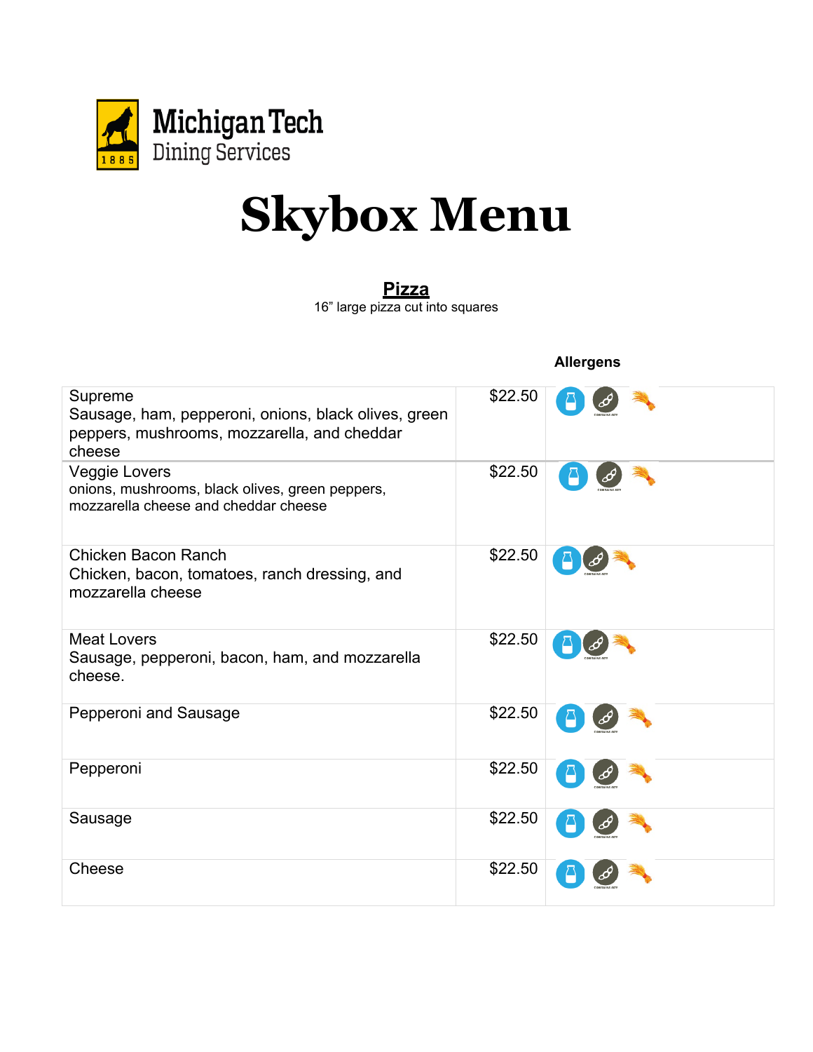Michigan Tech
Dining Services

# Skybox Menu

## Pizza

16” large pizza cut into squares

| | | Allergens |
|---|---|---|
| Supreme<br>Sausage, ham, pepperoni, onions, black olives, green peppers, mushrooms, mozzarella, and cheddar cheese | $22.50 | |
| Veggie Lovers<br>onions, mushrooms, black olives, green peppers, mozzarella cheese and cheddar cheese | $22.50 | |
| Chicken Bacon Ranch<br>Chicken, bacon, tomatoes, ranch dressing, and mozzarella cheese | $22.50 | |
| Meat Lovers<br>Sausage, pepperoni, bacon, ham, and mozzarella cheese. | $22.50 | |
| Pepperoni and Sausage | $22.50 | |
| Pepperoni | $22.50 | |
| Sausage | $22.50 | |
| Cheese | $22.50 | |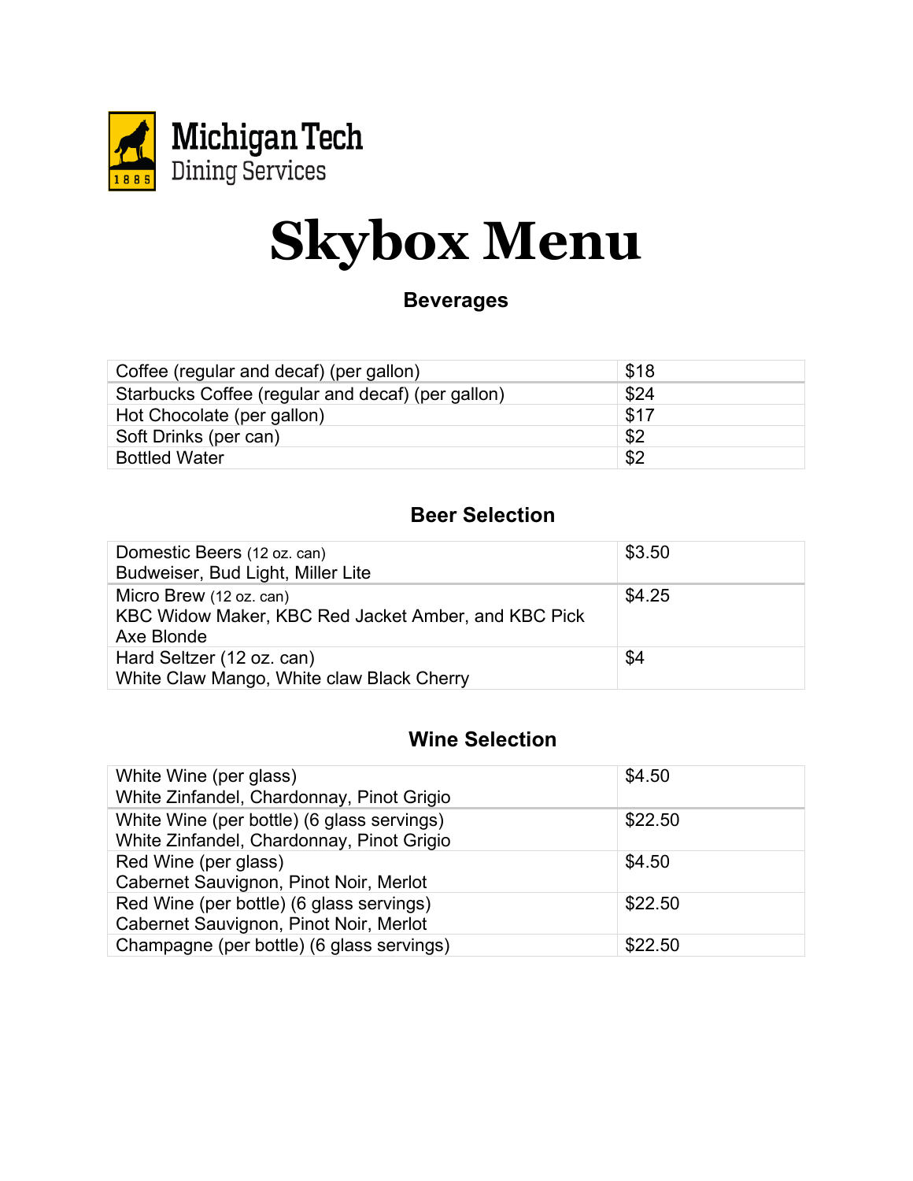Michigan Tech
Dining Services

# Skybox Menu

### Beverages

| Item | Price |
|---|---|
| Coffee (regular and decaf) (per gallon) | $18 |
| Starbucks Coffee (regular and decaf) (per gallon) | $24 |
| Hot Chocolate (per gallon) | $17 |
| Soft Drinks (per can) | $2 |
| Bottled Water | $2 |

### Beer Selection

| Item | Price |
|---|---|
| Domestic Beers (12 oz. can)<br>Budweiser, Bud Light, Miller Lite | $3.50 |
| Micro Brew (12 oz. can)<br>KBC Widow Maker, KBC Red Jacket Amber, and KBC Pick Axe Blonde | $4.25 |
| Hard Seltzer (12 oz. can)<br>White Claw Mango, White claw Black Cherry | $4 |

### Wine Selection

| Item | Price |
|---|---|
| White Wine (per glass)<br>White Zinfandel, Chardonnay, Pinot Grigio | $4.50 |
| White Wine (per bottle) (6 glass servings)<br>White Zinfandel, Chardonnay, Pinot Grigio | $22.50 |
| Red Wine (per glass)<br>Cabernet Sauvignon, Pinot Noir, Merlot | $4.50 |
| Red Wine (per bottle) (6 glass servings)<br>Cabernet Sauvignon, Pinot Noir, Merlot | $22.50 |
| Champagne (per bottle) (6 glass servings) | $22.50 |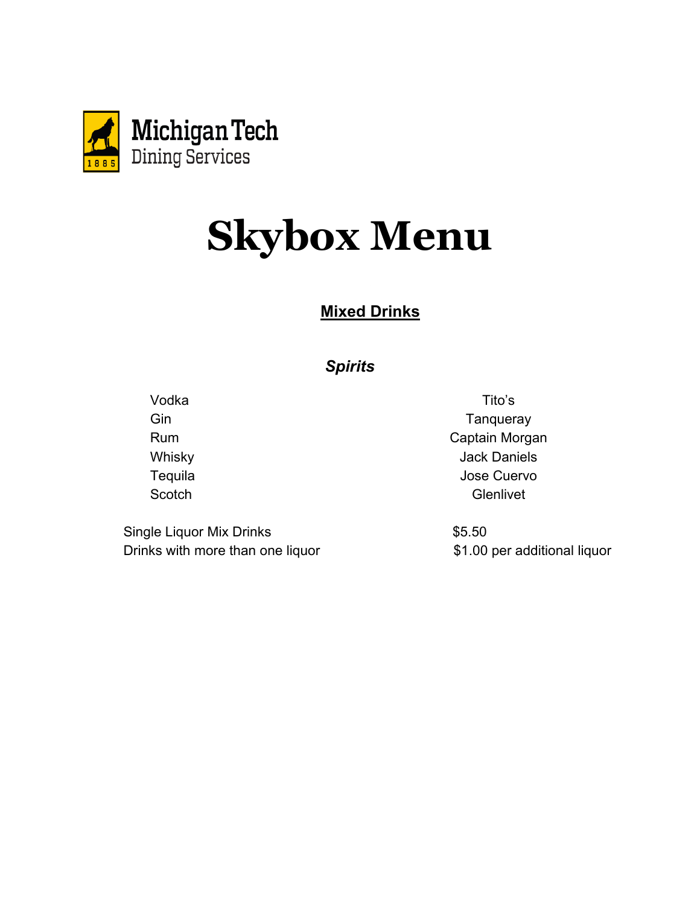Michigan Tech
Dining Services

# Skybox Menu

## Mixed Drinks

### *Spirits*

| | |
|---|---|
| Vodka | Tito’s |
| Gin | Tanqueray |
| Rum | Captain Morgan |
| Whisky | Jack Daniels |
| Tequila | Jose Cuervo |
| Scotch | Glenlivet |

| | |
|---|---|
| Single Liquor Mix Drinks | $5.50 |
| Drinks with more than one liquor | $1.00 per additional liquor |